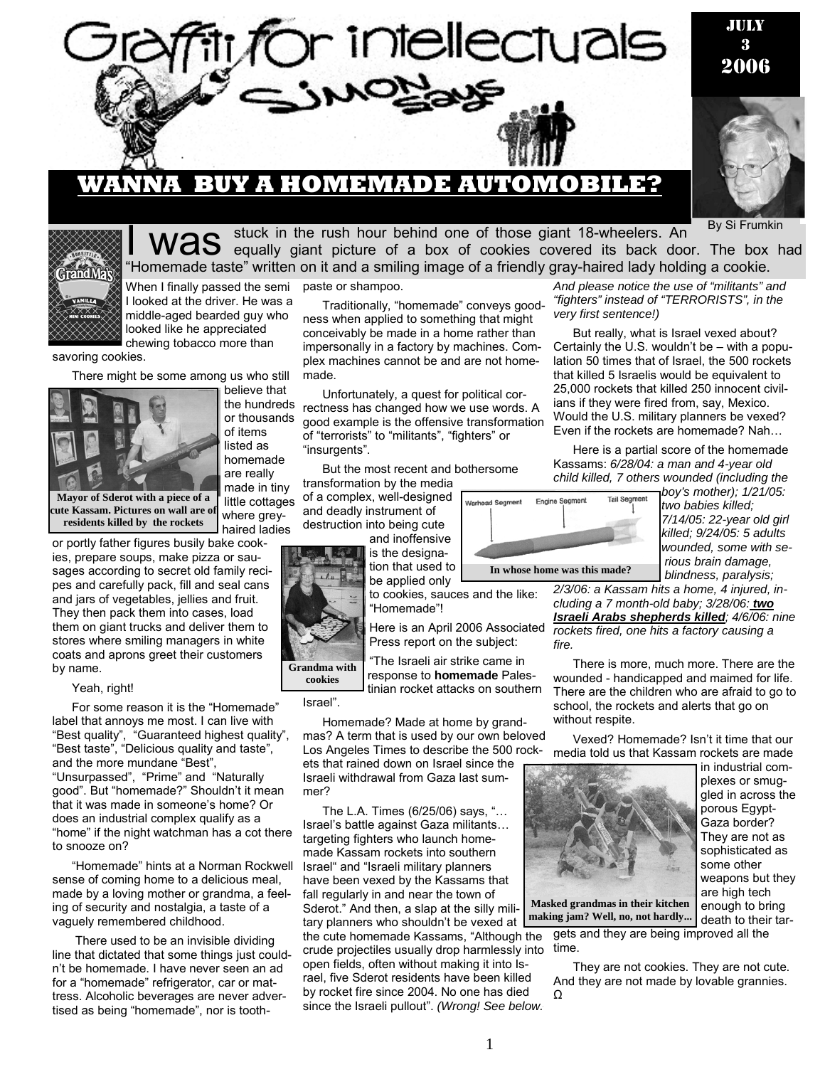# Graffiti for intellectuals

## Simon Says

July 3 2006

## WANNA BUY A HOMEMADE AUTOMOBILE?

By Si Frumkin

I was stuck in the rush hour behind one of those giant 18-wheelers. An equally giant picture of a box of cookies covered its back door. The box had "Homemade taste" written on it and a smiling image of a friendly gray-haired lady holding a cookie.

When I finally passed the semi I looked at the driver. He was a middle-aged bearded guy who looked like he appreciated chewing tobacco more than savoring cookies.

There might be some among us who still believe that the hundreds or thousands of items listed as homemade are really made in tiny little cottages where grey-haired ladies or portly father figures busily bake cookies, prepare soups, make pizza or sausages according to secret old family recipes and carefully pack, fill and seal cans and jars of vegetables, jellies and fruit. They then pack them into cases, load them on giant trucks and deliver them to stores where smiling managers in white coats and aprons greet their customers by name.

**Mayor of Sderot with a piece of a cute Kassam. Pictures on wall are of residents killed by the rockets**

Yeah, right!

For some reason it is the "Homemade" label that annoys me most. I can live with "Best quality", "Guaranteed highest quality", "Best taste", "Delicious quality and taste", and the more mundane "Best", "Unsurpassed", "Prime" and "Naturally good". But "homemade?" Shouldn't it mean that it was made in someone's home? Or does an industrial complex qualify as a "home" if the night watchman has a cot there to snooze on?

"Homemade" hints at a Norman Rockwell sense of coming home to a delicious meal, made by a loving mother or grandma, a feeling of security and nostalgia, a taste of a vaguely remembered childhood.

There used to be an invisible dividing line that dictated that some things just couldn't be homemade. I have never seen an ad for a "homemade" refrigerator, car or mattress. Alcoholic beverages are never advertised as being "homemade", nor is toothpaste or shampoo.

Traditionally, "homemade" conveys goodness when applied to something that might conceivably be made in a home rather than impersonally in a factory by machines. Complex machines cannot be and are not homemade.

Unfortunately, a quest for political correctness has changed how we use words. A good example is the offensive transformation of "terrorists" to "militants", "fighters" or "insurgents".

But the most recent and bothersome transformation by the media of a complex, well-designed and deadly instrument of destruction into being cute and inoffensive is the designation that used to be applied only to cookies, sauces and the like: "Homemade"!

**Grandma with cookies**

Here is an April 2006 Associated Press report on the subject:

"The Israeli air strike came in response to **homemade** Palestinian rocket attacks on southern Israel".

Homemade? Made at home by grandmas? A term that is used by our own beloved Los Angeles Times to describe the 500 rockets that rained down on Israel since the Israeli withdrawal from Gaza last summer?

The L.A. Times (6/25/06) says, "… Israel's battle against Gaza militants… targeting fighters who launch homemade Kassam rockets into southern Israel" and "Israeli military planners have been vexed by the Kassams that fall regularly in and near the town of Sderot." And then, a slap at the silly military planners who shouldn't be vexed at the cute homemade Kassams, "Although the crude projectiles usually drop harmlessly into open fields, often without making it into Israel, five Sderot residents have been killed by rocket fire since 2004. No one has died since the Israeli pullout". *(Wrong! See below. And please notice the use of "militants" and "fighters" instead of "TERRORISTS", in the very first sentence!)*

But really, what is Israel vexed about? Certainly the U.S. wouldn't be – with a population 50 times that of Israel, the 500 rockets that killed 5 Israelis would be equivalent to 25,000 rockets that killed 250 innocent civilians if they were fired from, say, Mexico. Would the U.S. military planners be vexed? Even if the rockets are homemade? Nah…

Here is a partial score of the homemade Kassams: *6/28/04: a man and 4-year old child killed, 7 others wounded (including the boy's mother); 1/21/05: two babies killed; 7/14/05: 22-year old girl killed; 9/24/05: 5 adults wounded, some with serious brain damage, blindness, paralysis; 2/3/06: a Kassam hits a home, 4 injured, including a 7 month-old baby; 3/28/06:* ***two Israeli Arabs shepherds killed****; 4/6/06: nine rockets fired, one hits a factory causing a fire.*

Warhead Segment — Engine Segment — Tail Segment

**In whose home was this made?**

There is more, much more. There are the wounded - handicapped and maimed for life. There are the children who are afraid to go to school, the rockets and alerts that go on without respite.

Vexed? Homemade? Isn't it time that our media told us that Kassam rockets are made in industrial complexes or smuggled in across the porous Egypt-Gaza border? They are not as sophisticated as some other weapons but they are high tech enough to bring death to their targets and they are being improved all the time.

**Masked grandmas in their kitchen making jam? Well, no, not hardly...**

They are not cookies. They are not cute. And they are not made by lovable grannies. Ω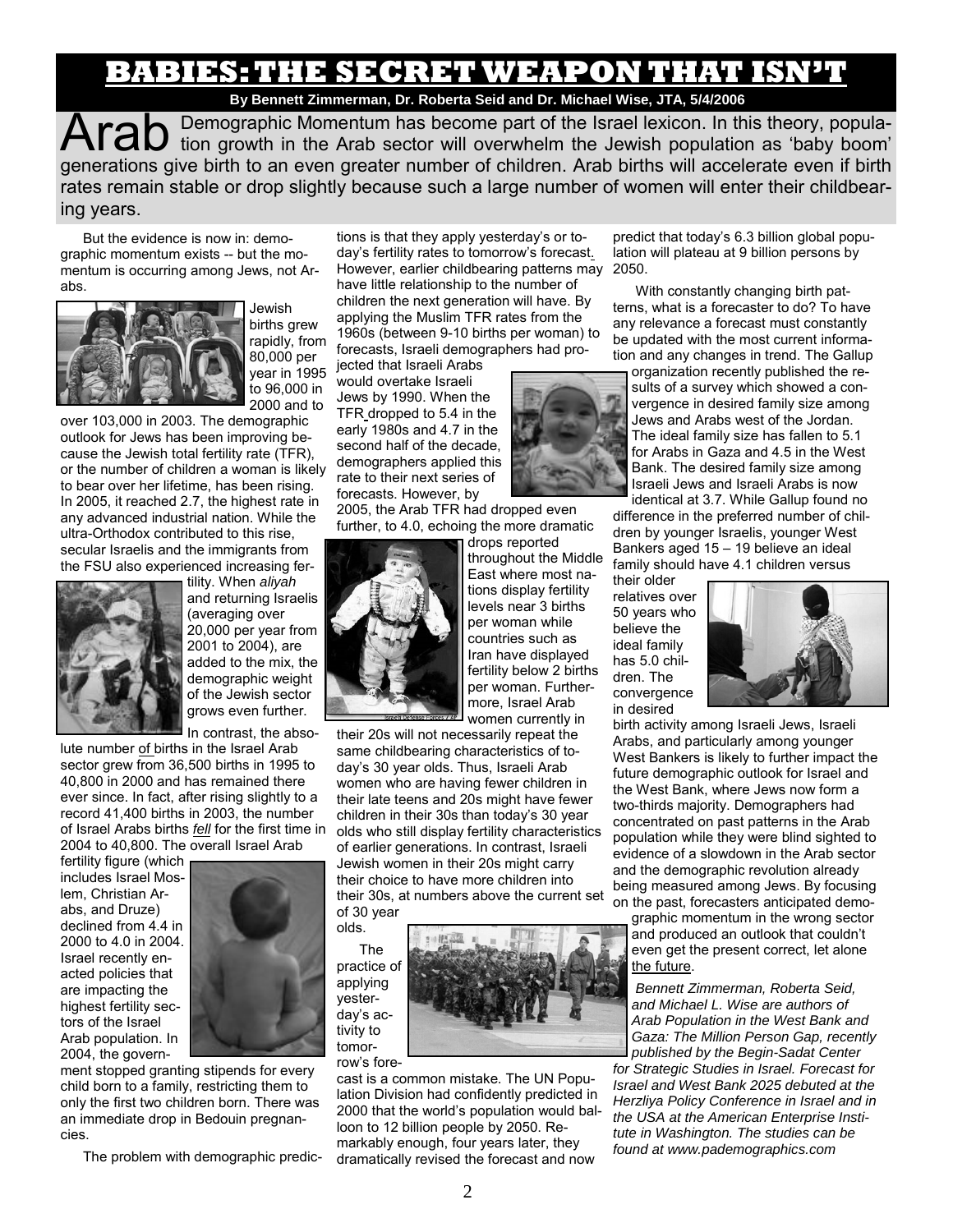# BABIES: THE SECRET WEAPON THAT ISN'T

**By Bennett Zimmerman, Dr. Roberta Seid and Dr. Michael Wise, JTA, 5/4/2006**

Arab Demographic Momentum has become part of the Israel lexicon. In this theory, population growth in the Arab sector will overwhelm the Jewish population as 'baby boom' generations give birth to an even greater number of children. Arab births will accelerate even if birth rates remain stable or drop slightly because such a large number of women will enter their childbearing years.

But the evidence is now in: demographic momentum exists -- but the momentum is occurring among Jews, not Arabs.

Jewish births grew rapidly, from 80,000 per year in 1995 to 96,000 in 2000 and to over 103,000 in 2003. The demographic outlook for Jews has been improving because the Jewish total fertility rate (TFR), or the number of children a woman is likely to bear over her lifetime, has been rising. In 2005, it reached 2.7, the highest rate in any advanced industrial nation. While the ultra-Orthodox contributed to this rise, secular Israelis and the immigrants from the FSU also experienced increasing fertility. When *aliyah* and returning Israelis (averaging over 20,000 per year from 2001 to 2004), are added to the mix, the demographic weight of the Jewish sector grows even further.

In contrast, the absolute number of births in the Israel Arab sector grew from 36,500 births in 1995 to 40,800 in 2000 and has remained there ever since. In fact, after rising slightly to a record 41,400 births in 2003, the number of Israel Arabs births *fell* for the first time in 2004 to 40,800. The overall Israel Arab fertility figure (which includes Israel Moslem, Christian Arabs, and Druze) declined from 4.4 in 2000 to 4.0 in 2004. Israel recently enacted policies that are impacting the highest fertility sectors of the Israel Arab population. In 2004, the government stopped granting stipends for every child born to a family, restricting them to only the first two children born. There was an immediate drop in Bedouin pregnancies.

The problem with demographic predictions is that they apply yesterday's or today's fertility rates to tomorrow's forecast. However, earlier childbearing patterns may have little relationship to the number of children the next generation will have. By applying the Muslim TFR rates from the 1960s (between 9-10 births per woman) to forecasts, Israeli demographers had projected that Israeli Arabs would overtake Israeli Jews by 1990. When the TFR dropped to 5.4 in the early 1980s and 4.7 in the second half of the decade, demographers applied this rate to their next series of forecasts. However, by 2005, the Arab TFR had dropped even further, to 4.0, echoing the more dramatic drops reported throughout the Middle East where most nations display fertility levels near 3 births per woman while countries such as Iran have displayed fertility below 2 births per woman. Furthermore, Israel Arab women currently in their 20s will not necessarily repeat the same childbearing characteristics of today's 30 year olds. Thus, Israeli Arab women who are having fewer children in their late teens and 20s might have fewer children in their 30s than today's 30 year olds who still display fertility characteristics of earlier generations. In contrast, Israeli Jewish women in their 20s might carry their choice to have more children into their 30s, at numbers above the current set of 30 year olds.

Israeli Defense Forces / AP

The practice of applying yesterday's activity to tomorrow's forecast is a common mistake. The UN Population Division had confidently predicted in 2000 that the world's population would balloon to 12 billion people by 2050. Remarkably enough, four years later, they dramatically revised the forecast and now predict that today's 6.3 billion global population will plateau at 9 billion persons by 2050.

With constantly changing birth patterns, what is a forecaster to do? To have any relevance a forecast must constantly be updated with the most current information and any changes in trend. The Gallup organization recently published the results of a survey which showed a convergence in desired family size among Jews and Arabs west of the Jordan. The ideal family size has fallen to 5.1 for Arabs in Gaza and 4.5 in the West Bank. The desired family size among Israeli Jews and Israeli Arabs is now identical at 3.7. While Gallup found no difference in the preferred number of children by younger Israelis, younger West Bankers aged 15 – 19 believe an ideal family should have 4.1 children versus their older relatives over 50 years who believe the ideal family has 5.0 children. The convergence in desired birth activity among Israeli Jews, Israeli Arabs, and particularly among younger West Bankers is likely to further impact the future demographic outlook for Israel and the West Bank, where Jews now form a two-thirds majority. Demographers had concentrated on past patterns in the Arab population while they were blind sighted to evidence of a slowdown in the Arab sector and the demographic revolution already being measured among Jews. By focusing on the past, forecasters anticipated demographic momentum in the wrong sector and produced an outlook that couldn't even get the present correct, let alone the future.

*Bennett Zimmerman, Roberta Seid, and Michael L. Wise are authors of Arab Population in the West Bank and Gaza: The Million Person Gap, recently published by the Begin-Sadat Center for Strategic Studies in Israel. Forecast for Israel and West Bank 2025 debuted at the Herzliya Policy Conference in Israel and in the USA at the American Enterprise Institute in Washington. The studies can be found at www.pademographics.com*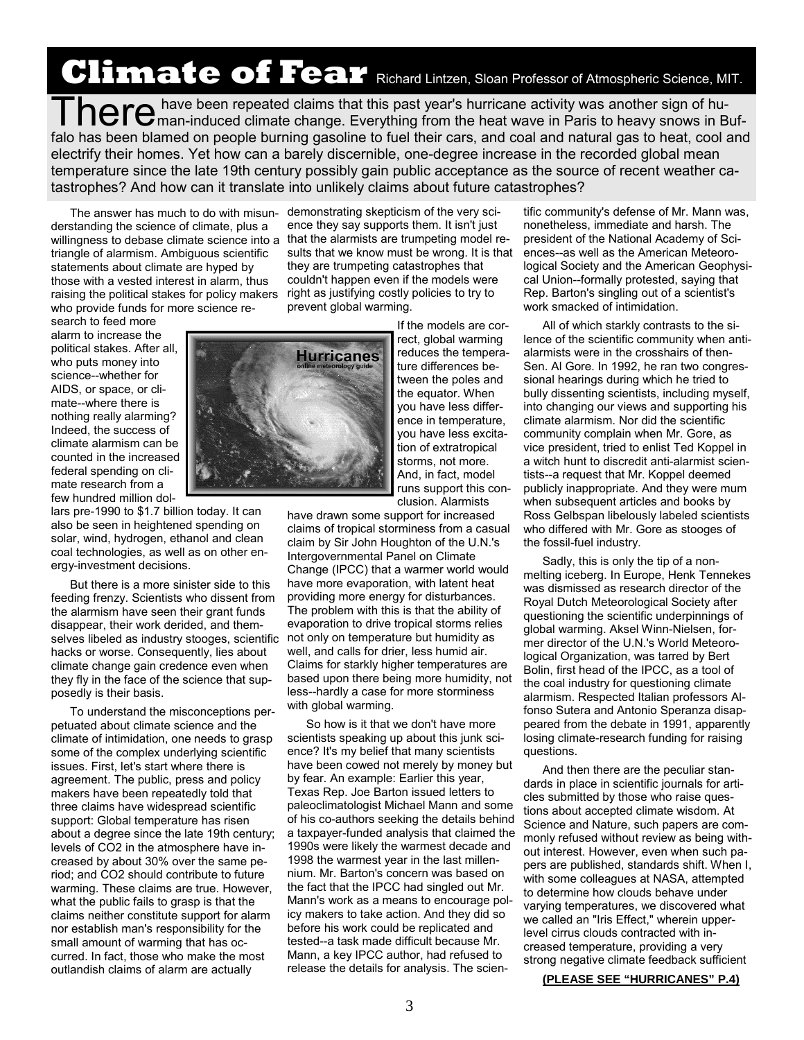# Climate of Fear

Richard Lintzen, Sloan Professor of Atmospheric Science, MIT.

There have been repeated claims that this past year's hurricane activity was another sign of human-induced climate change. Everything from the heat wave in Paris to heavy snows in Buffalo has been blamed on people burning gasoline to fuel their cars, and coal and natural gas to heat, cool and electrify their homes. Yet how can a barely discernible, one-degree increase in the recorded global mean temperature since the late 19th century possibly gain public acceptance as the source of recent weather catastrophes? And how can it translate into unlikely claims about future catastrophes?

The answer has much to do with misunderstanding the science of climate, plus a willingness to debase climate science into a triangle of alarmism. Ambiguous scientific statements about climate are hyped by those with a vested interest in alarm, thus raising the political stakes for policy makers who provide funds for more science research to feed more alarm to increase the political stakes. After all, who puts money into science--whether for AIDS, or space, or climate--where there is nothing really alarming? Indeed, the success of climate alarmism can be counted in the increased federal spending on climate research from a few hundred million dollars pre-1990 to $1.7 billion today. It can also be seen in heightened spending on solar, wind, hydrogen, ethanol and clean coal technologies, as well as on other energy-investment decisions.

But there is a more sinister side to this feeding frenzy. Scientists who dissent from the alarmism have seen their grant funds disappear, their work derided, and themselves libeled as industry stooges, scientific hacks or worse. Consequently, lies about climate change gain credence even when they fly in the face of the science that supposedly is their basis.

To understand the misconceptions perpetuated about climate science and the climate of intimidation, one needs to grasp some of the complex underlying scientific issues. First, let's start where there is agreement. The public, press and policy makers have been repeatedly told that three claims have widespread scientific support: Global temperature has risen about a degree since the late 19th century; levels of $CO_2$ in the atmosphere have increased by about 30% over the same period; and $CO_2$ should contribute to future warming. These claims are true. However, what the public fails to grasp is that the claims neither constitute support for alarm nor establish man's responsibility for the small amount of warming that has occurred. In fact, those who make the most outlandish claims of alarm are actually demonstrating skepticism of the very science they say supports them. It isn't just that the alarmists are trumpeting model results that we know must be wrong. It is that they are trumpeting catastrophes that couldn't happen even if the models were right as justifying costly policies to try to prevent global warming.

If the models are correct, global warming reduces the temperature differences between the poles and the equator. When you have less difference in temperature, you have less excitation of extratropical storms, not more. And, in fact, model runs support this conclusion. Alarmists have drawn some support for increased claims of tropical storminess from a casual claim by Sir John Houghton of the U.N.'s Intergovernmental Panel on Climate Change (IPCC) that a warmer world would have more evaporation, with latent heat providing more energy for disturbances. The problem with this is that the ability of evaporation to drive tropical storms relies not only on temperature but humidity as well, and calls for drier, less humid air. Claims for starkly higher temperatures are based upon there being more humidity, not less--hardly a case for more storminess with global warming.

So how is it that we don't have more scientists speaking up about this junk science? It's my belief that many scientists have been cowed not merely by money but by fear. An example: Earlier this year, Texas Rep. Joe Barton issued letters to paleoclimatologist Michael Mann and some of his co-authors seeking the details behind a taxpayer-funded analysis that claimed the 1990s were likely the warmest decade and 1998 the warmest year in the last millennium. Mr. Barton's concern was based on the fact that the IPCC had singled out Mr. Mann's work as a means to encourage policy makers to take action. And they did so before his work could be replicated and tested--a task made difficult because Mr. Mann, a key IPCC author, had refused to release the details for analysis. The scientific community's defense of Mr. Mann was, nonetheless, immediate and harsh. The president of the National Academy of Sciences--as well as the American Meteorological Society and the American Geophysical Union--formally protested, saying that Rep. Barton's singling out of a scientist's work smacked of intimidation.

All of which starkly contrasts to the silence of the scientific community when anti-alarmists were in the crosshairs of then-Sen. Al Gore. In 1992, he ran two congressional hearings during which he tried to bully dissenting scientists, including myself, into changing our views and supporting his climate alarmism. Nor did the scientific community complain when Mr. Gore, as vice president, tried to enlist Ted Koppel in a witch hunt to discredit anti-alarmist scientists--a request that Mr. Koppel deemed publicly inappropriate. And they were mum when subsequent articles and books by Ross Gelbspan libelously labeled scientists who differed with Mr. Gore as stooges of the fossil-fuel industry.

Sadly, this is only the tip of a non-melting iceberg. In Europe, Henk Tennekes was dismissed as research director of the Royal Dutch Meteorological Society after questioning the scientific underpinnings of global warming. Aksel Winn-Nielsen, former director of the U.N.'s World Meteorological Organization, was tarred by Bert Bolin, first head of the IPCC, as a tool of the coal industry for questioning climate alarmism. Respected Italian professors Alfonso Sutera and Antonio Speranza disappeared from the debate in 1991, apparently losing climate-research funding for raising questions.

And then there are the peculiar standards in place in scientific journals for articles submitted by those who raise questions about accepted climate wisdom. At Science and Nature, such papers are commonly refused without review as being without interest. However, even when such papers are published, standards shift. When I, with some colleagues at NASA, attempted to determine how clouds behave under varying temperatures, we discovered what we called an "Iris Effect," wherein upper-level cirrus clouds contracted with increased temperature, providing a very strong negative climate feedback sufficient

**(PLEASE SEE "HURRICANES" P.4)**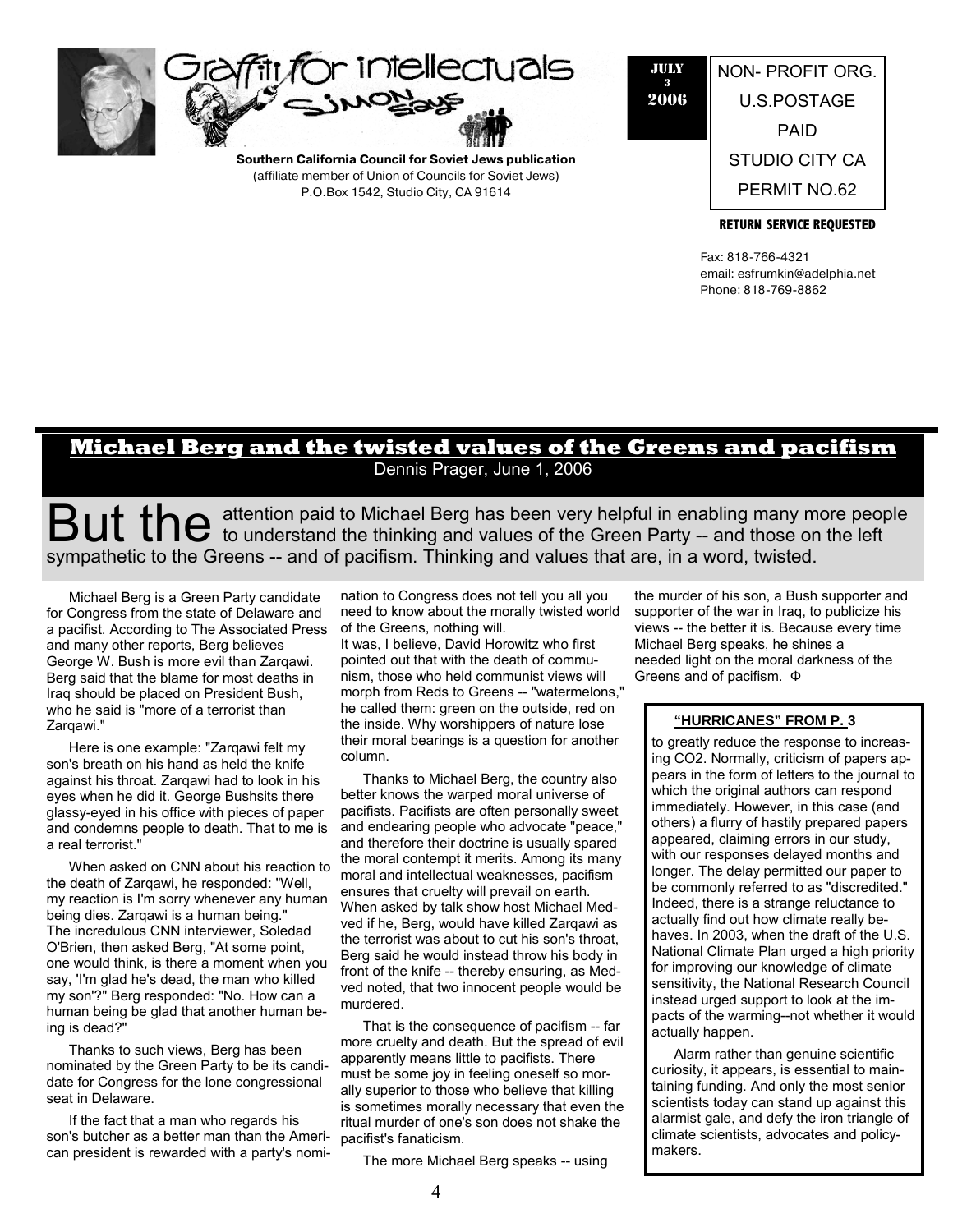# Graffiti for intellectuals

SIMON says

**Southern California Council for Soviet Jews publication**
(affiliate member of Union of Councils for Soviet Jews)
P.O.Box 1542, Studio City, CA 91614

JULY 3 2006

NON- PROFIT ORG.
U.S.POSTAGE
PAID
STUDIO CITY CA
PERMIT NO.62

**RETURN SERVICE REQUESTED**

Fax: 818-766-4321
email: esfrumkin@adelphia.net
Phone: 818-769-8862

## Michael Berg and the twisted values of the Greens and pacifism

Dennis Prager, June 1, 2006

But the attention paid to Michael Berg has been very helpful in enabling many more people to understand the thinking and values of the Green Party -- and those on the left sympathetic to the Greens -- and of pacifism. Thinking and values that are, in a word, twisted.

Michael Berg is a Green Party candidate for Congress from the state of Delaware and a pacifist. According to The Associated Press and many other reports, Berg believes George W. Bush is more evil than Zarqawi. Berg said that the blame for most deaths in Iraq should be placed on President Bush, who he said is "more of a terrorist than Zarqawi."

Here is one example: "Zarqawi felt my son's breath on his hand as held the knife against his throat. Zarqawi had to look in his eyes when he did it. George Bushsits there glassy-eyed in his office with pieces of paper and condemns people to death. That to me is a real terrorist."

When asked on CNN about his reaction to the death of Zarqawi, he responded: "Well, my reaction is I'm sorry whenever any human being dies. Zarqawi is a human being." The incredulous CNN interviewer, Soledad O'Brien, then asked Berg, "At some point, one would think, is there a moment when you say, 'I'm glad he's dead, the man who killed my son'?" Berg responded: "No. How can a human being be glad that another human being is dead?"

Thanks to such views, Berg has been nominated by the Green Party to be its candidate for Congress for the lone congressional seat in Delaware.

If the fact that a man who regards his son's butcher as a better man than the American president is rewarded with a party's nomination to Congress does not tell you all you need to know about the morally twisted world of the Greens, nothing will.

It was, I believe, David Horowitz who first pointed out that with the death of communism, those who held communist views will morph from Reds to Greens -- "watermelons," he called them: green on the outside, red on the inside. Why worshippers of nature lose their moral bearings is a question for another column.

Thanks to Michael Berg, the country also better knows the warped moral universe of pacifists. Pacifists are often personally sweet and endearing people who advocate "peace," and therefore their doctrine is usually spared the moral contempt it merits. Among its many moral and intellectual weaknesses, pacifism ensures that cruelty will prevail on earth. When asked by talk show host Michael Medved if he, Berg, would have killed Zarqawi as the terrorist was about to cut his son's throat, Berg said he would instead throw his body in front of the knife -- thereby ensuring, as Medved noted, that two innocent people would be murdered.

That is the consequence of pacifism -- far more cruelty and death. But the spread of evil apparently means little to pacifists. There must be some joy in feeling oneself so morally superior to those who believe that killing is sometimes morally necessary that even the ritual murder of one's son does not shake the pacifist's fanaticism.

The more Michael Berg speaks -- using the murder of his son, a Bush supporter and supporter of the war in Iraq, to publicize his views -- the better it is. Because every time Michael Berg speaks, he shines a needed light on the moral darkness of the Greens and of pacifism. Φ

### "HURRICANES" FROM P. 3

to greatly reduce the response to increasing CO2. Normally, criticism of papers appears in the form of letters to the journal to which the original authors can respond immediately. However, in this case (and others) a flurry of hastily prepared papers appeared, claiming errors in our study, with our responses delayed months and longer. The delay permitted our paper to be commonly referred to as "discredited." Indeed, there is a strange reluctance to actually find out how climate really behaves. In 2003, when the draft of the U.S. National Climate Plan urged a high priority for improving our knowledge of climate sensitivity, the National Research Council instead urged support to look at the impacts of the warming--not whether it would actually happen.

Alarm rather than genuine scientific curiosity, it appears, is essential to maintaining funding. And only the most senior scientists today can stand up against this alarmist gale, and defy the iron triangle of climate scientists, advocates and policymakers.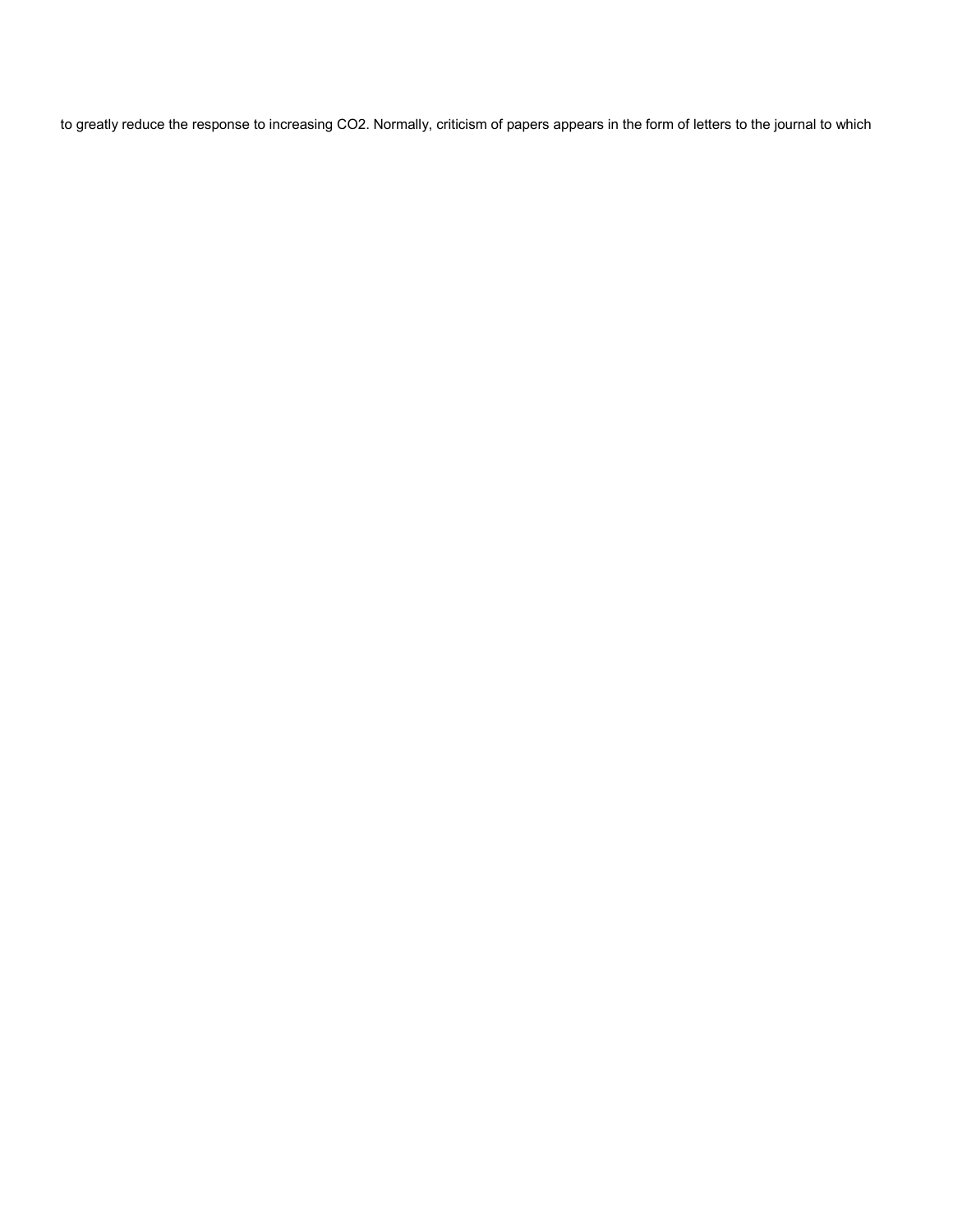to greatly reduce the response to increasing $CO_2$. Normally, criticism of papers appears in the form of letters to the journal to which